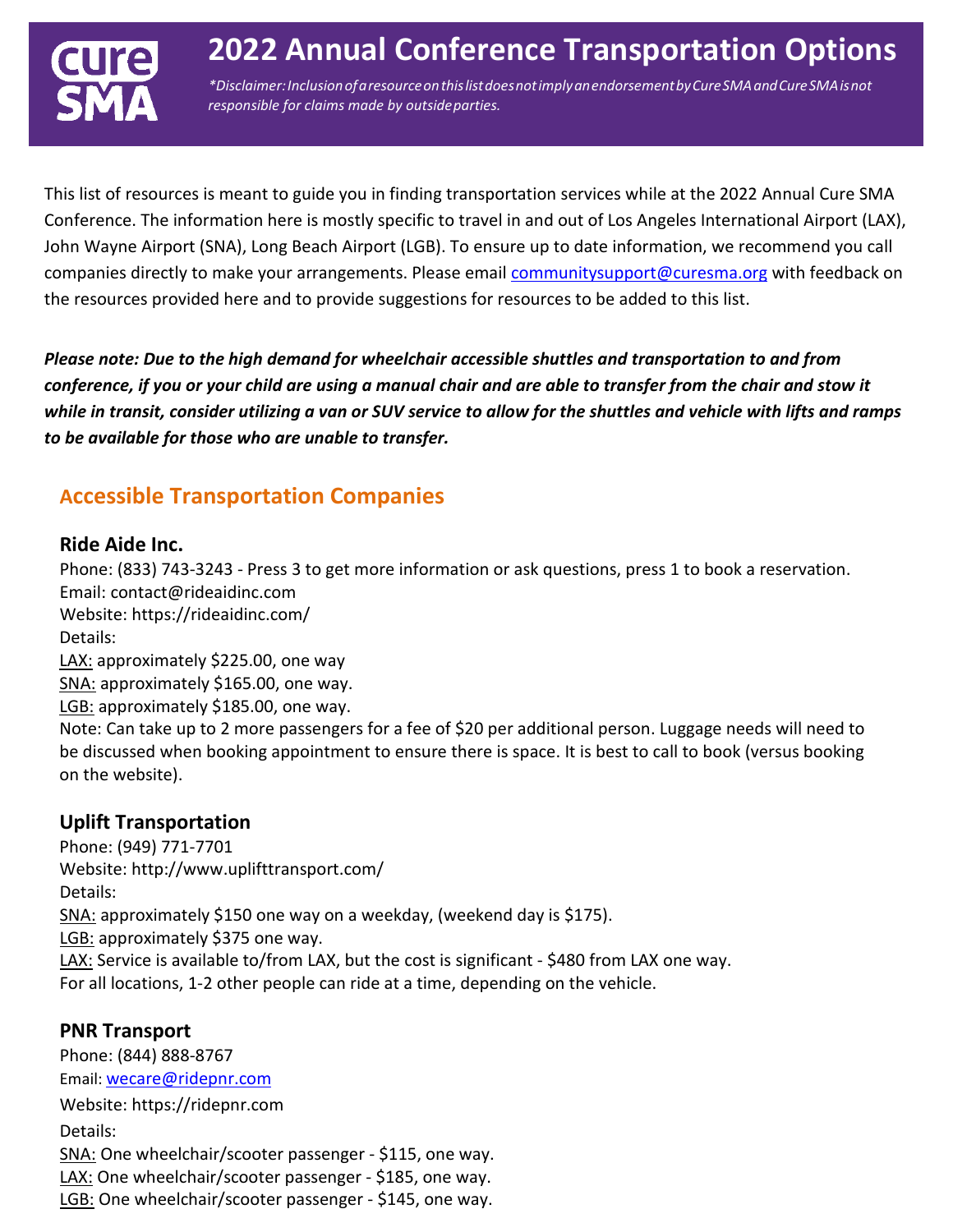# 2022 Annual Conference Transportation Options

*\*Disclaimer: Inclusion of a resource on this list does not imply an endorsement by Cure SMA and Cure SMA is not responsible for claims made by outside parties.*

This list of resources is meant to guide you in finding transportation services while at the 2022 Annual Cure SMA Conference. The information here is mostly specific to travel in and out of Los Angeles International Airport (LAX), John Wayne Airport (SNA), Long Beach Airport (LGB). To ensure up to date information, we recommend you call companies directly to make your arrangements. Please email communitysupport@curesma.org with feedback on the resources provided here and to provide suggestions for resources to be added to this list.

***Please note: Due to the high demand for wheelchair accessible shuttles and transportation to and from conference, if you or your child are using a manual chair and are able to transfer from the chair and stow it while in transit, consider utilizing a van or SUV service to allow for the shuttles and vehicle with lifts and ramps to be available for those who are unable to transfer.***

## Accessible Transportation Companies

### Ride Aide Inc.

Phone: (833) 743-3243 - Press 3 to get more information or ask questions, press 1 to book a reservation.
Email: contact@rideaidinc.com
Website: https://rideaidinc.com/
Details:
LAX: approximately $225.00, one way
SNA: approximately $165.00, one way.
LGB: approximately $185.00, one way.
Note: Can take up to 2 more passengers for a fee of $20 per additional person. Luggage needs will need to be discussed when booking appointment to ensure there is space. It is best to call to book (versus booking on the website).

### Uplift Transportation

Phone: (949) 771-7701
Website: http://www.uplifttransport.com/
Details:
SNA: approximately $150 one way on a weekday, (weekend day is $175).
LGB: approximately $375 one way.
LAX: Service is available to/from LAX, but the cost is significant - $480 from LAX one way.
For all locations, 1-2 other people can ride at a time, depending on the vehicle.

### PNR Transport

Phone: (844) 888-8767
Email: wecare@ridepnr.com
Website: https://ridepnr.com
Details:
SNA: One wheelchair/scooter passenger - $115, one way.
LAX: One wheelchair/scooter passenger - $185, one way.
LGB: One wheelchair/scooter passenger - $145, one way.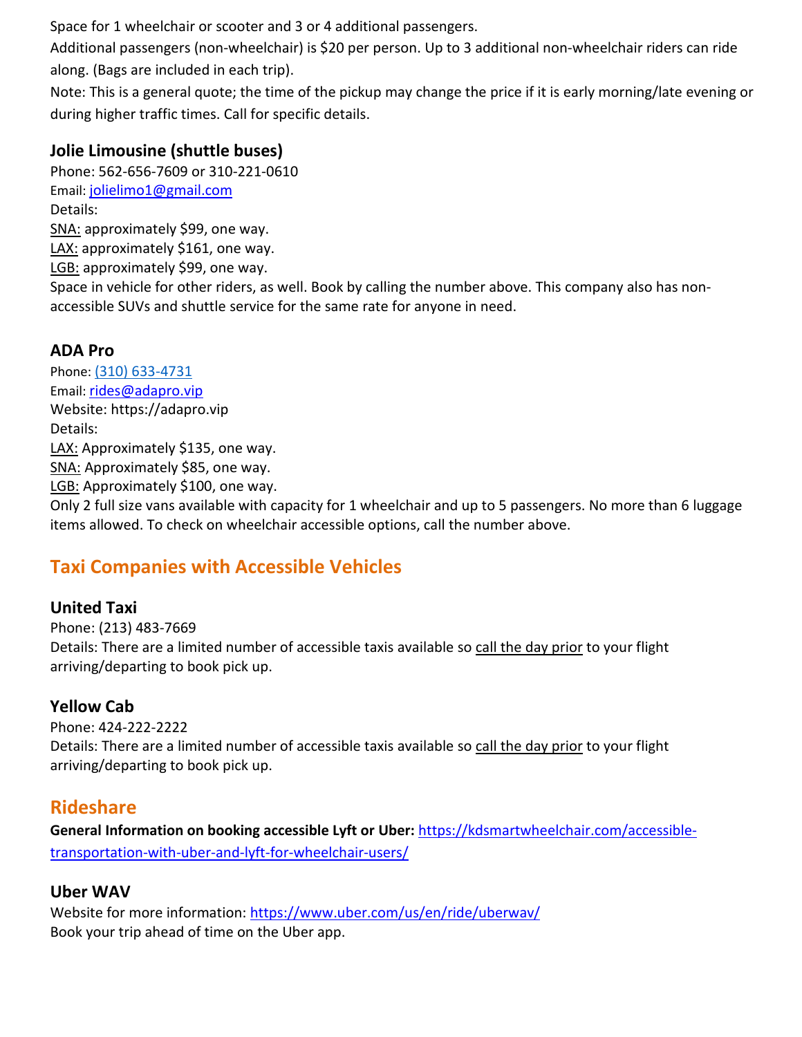Space for 1 wheelchair or scooter and 3 or 4 additional passengers.

Additional passengers (non-wheelchair) is $20 per person. Up to 3 additional non-wheelchair riders can ride along. (Bags are included in each trip).

Note: This is a general quote; the time of the pickup may change the price if it is early morning/late evening or during higher traffic times. Call for specific details.

### Jolie Limousine (shuttle buses)

Phone: 562-656-7609 or 310-221-0610
Email: [jolielimo1@gmail.com](mailto:jolielimo1@gmail.com)
Details:
SNA: approximately $99, one way.
LAX: approximately $161, one way.
LGB: approximately $99, one way.
Space in vehicle for other riders, as well. Book by calling the number above. This company also has non-accessible SUVs and shuttle service for the same rate for anyone in need.

### ADA Pro

Phone: (310) 633-4731
Email: [rides@adapro.vip](mailto:rides@adapro.vip)
Website: https://adapro.vip
Details:
LAX: Approximately $135, one way.
SNA: Approximately $85, one way.
LGB: Approximately $100, one way.
Only 2 full size vans available with capacity for 1 wheelchair and up to 5 passengers. No more than 6 luggage items allowed. To check on wheelchair accessible options, call the number above.

## Taxi Companies with Accessible Vehicles

### United Taxi

Phone: (213) 483-7669
Details: There are a limited number of accessible taxis available so call the day prior to your flight arriving/departing to book pick up.

### Yellow Cab

Phone: 424-222-2222
Details: There are a limited number of accessible taxis available so call the day prior to your flight arriving/departing to book pick up.

## Rideshare

**General Information on booking accessible Lyft or Uber:** [https://kdsmartwheelchair.com/accessible-transportation-with-uber-and-lyft-for-wheelchair-users/](https://kdsmartwheelchair.com/accessible-transportation-with-uber-and-lyft-for-wheelchair-users/)

### Uber WAV

Website for more information: [https://www.uber.com/us/en/ride/uberwav/](https://www.uber.com/us/en/ride/uberwav/)
Book your trip ahead of time on the Uber app.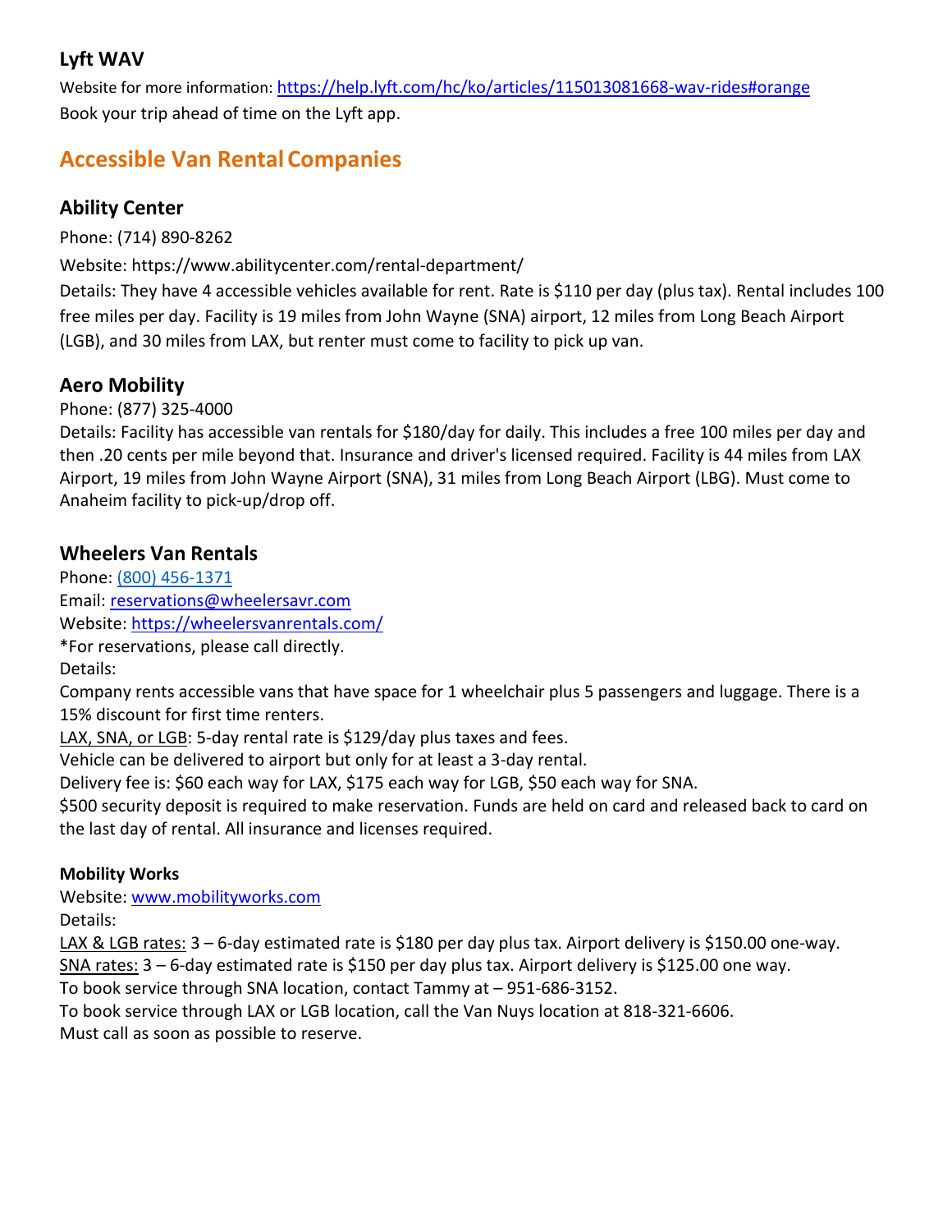### Lyft WAV

Website for more information: https://help.lyft.com/hc/ko/articles/115013081668-wav-rides#orange
Book your trip ahead of time on the Lyft app.

## Accessible Van Rental Companies

### Ability Center

Phone: (714) 890-8262

Website: https://www.abilitycenter.com/rental-department/
Details: They have 4 accessible vehicles available for rent. Rate is $110 per day (plus tax). Rental includes 100 free miles per day. Facility is 19 miles from John Wayne (SNA) airport, 12 miles from Long Beach Airport (LGB), and 30 miles from LAX, but renter must come to facility to pick up van.

### Aero Mobility

Phone: (877) 325-4000
Details: Facility has accessible van rentals for $180/day for daily. This includes a free 100 miles per day and then .20 cents per mile beyond that. Insurance and driver's licensed required. Facility is 44 miles from LAX Airport, 19 miles from John Wayne Airport (SNA), 31 miles from Long Beach Airport (LBG). Must come to Anaheim facility to pick-up/drop off.

### Wheelers Van Rentals

Phone: (800) 456-1371
Email: reservations@wheelersavr.com
Website: https://wheelersvanrentals.com/
*For reservations, please call directly.
Details:
Company rents accessible vans that have space for 1 wheelchair plus 5 passengers and luggage. There is a 15% discount for first time renters.
LAX, SNA, or LGB: 5-day rental rate is $129/day plus taxes and fees.
Vehicle can be delivered to airport but only for at least a 3-day rental.
Delivery fee is: $60 each way for LAX, $175 each way for LGB, $50 each way for SNA.
$500 security deposit is required to make reservation. Funds are held on card and released back to card on the last day of rental. All insurance and licenses required.

**Mobility Works**
Website: www.mobilityworks.com
Details:
LAX & LGB rates: 3 – 6-day estimated rate is $180 per day plus tax. Airport delivery is $150.00 one-way.
SNA rates: 3 – 6-day estimated rate is $150 per day plus tax. Airport delivery is $125.00 one way.
To book service through SNA location, contact Tammy at – 951-686-3152.
To book service through LAX or LGB location, call the Van Nuys location at 818-321-6606.
Must call as soon as possible to reserve.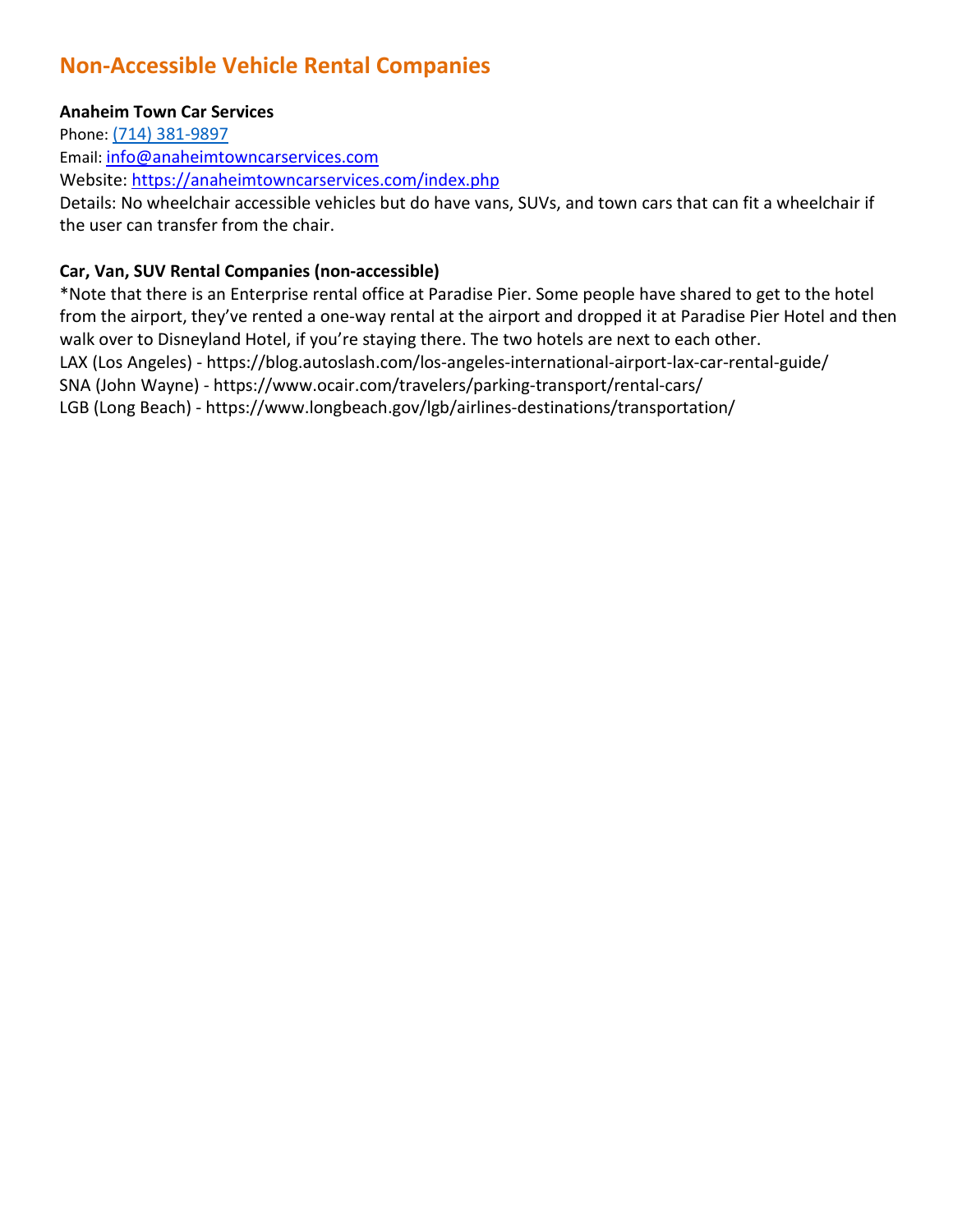## Non-Accessible Vehicle Rental Companies

**Anaheim Town Car Services**
Phone: [(714) 381-9897](tel:7143819897)
Email: [info@anaheimtowncarservices.com](mailto:info@anaheimtowncarservices.com)
Website: [https://anaheimtowncarservices.com/index.php](https://anaheimtowncarservices.com/index.php)
Details: No wheelchair accessible vehicles but do have vans, SUVs, and town cars that can fit a wheelchair if the user can transfer from the chair.

**Car, Van, SUV Rental Companies (non-accessible)**
*Note that there is an Enterprise rental office at Paradise Pier. Some people have shared to get to the hotel from the airport, they've rented a one-way rental at the airport and dropped it at Paradise Pier Hotel and then walk over to Disneyland Hotel, if you're staying there. The two hotels are next to each other.
LAX (Los Angeles) - https://blog.autoslash.com/los-angeles-international-airport-lax-car-rental-guide/
SNA (John Wayne) - https://www.ocair.com/travelers/parking-transport/rental-cars/
LGB (Long Beach) - https://www.longbeach.gov/lgb/airlines-destinations/transportation/